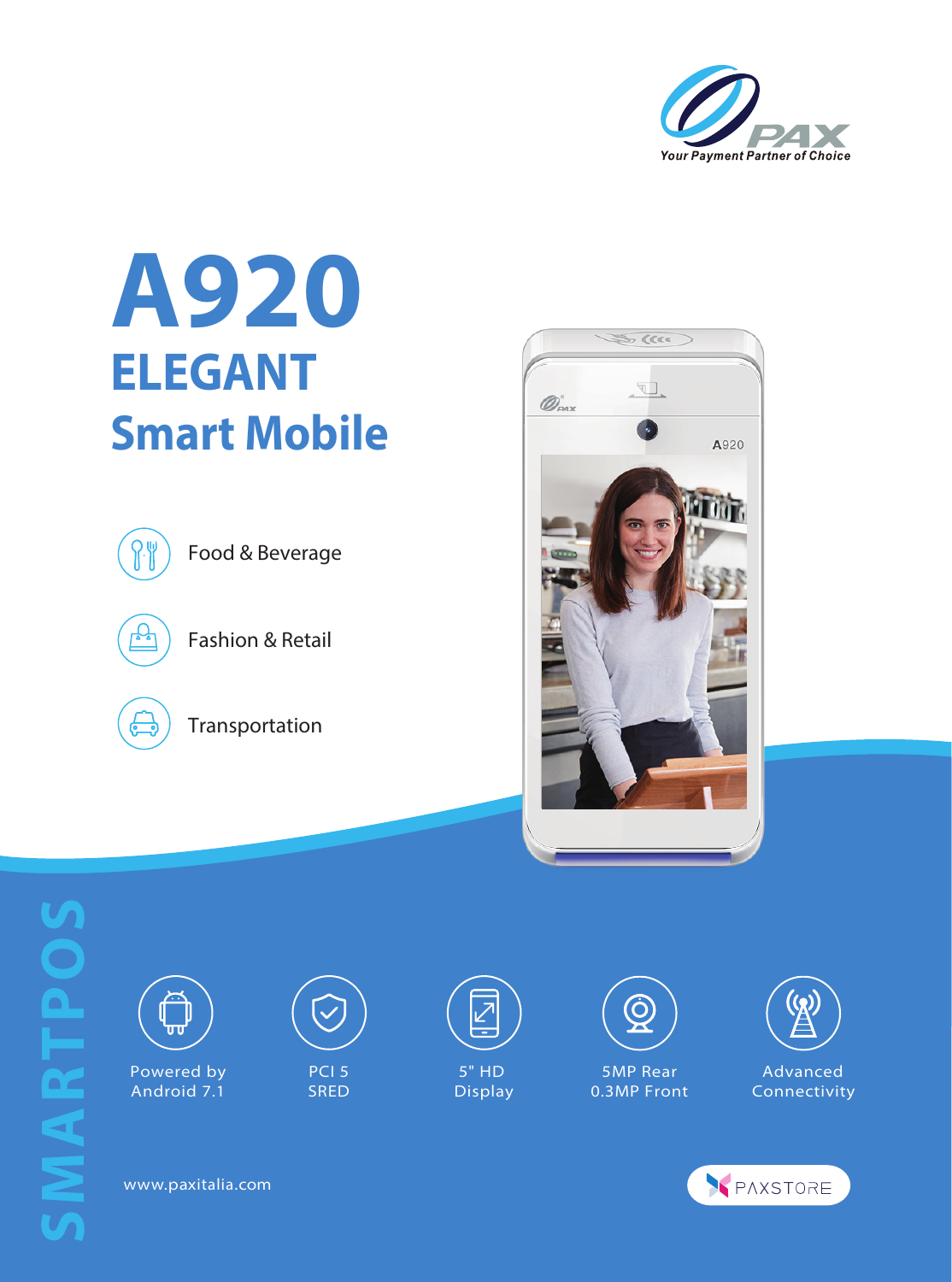PAX

Your Payment Partner of Choice

# A920

## ELEGANT

## Smart Mobile

- Food & Beverage
- Fashion & Retail
- Transportation

SMARTPOS

- Powered by Android 7.1
- PCI 5 SRED
- 5" HD Display
- 5MP Rear 0.3MP Front
- Advanced Connectivity

www.paxitalia.com

PAXSTORE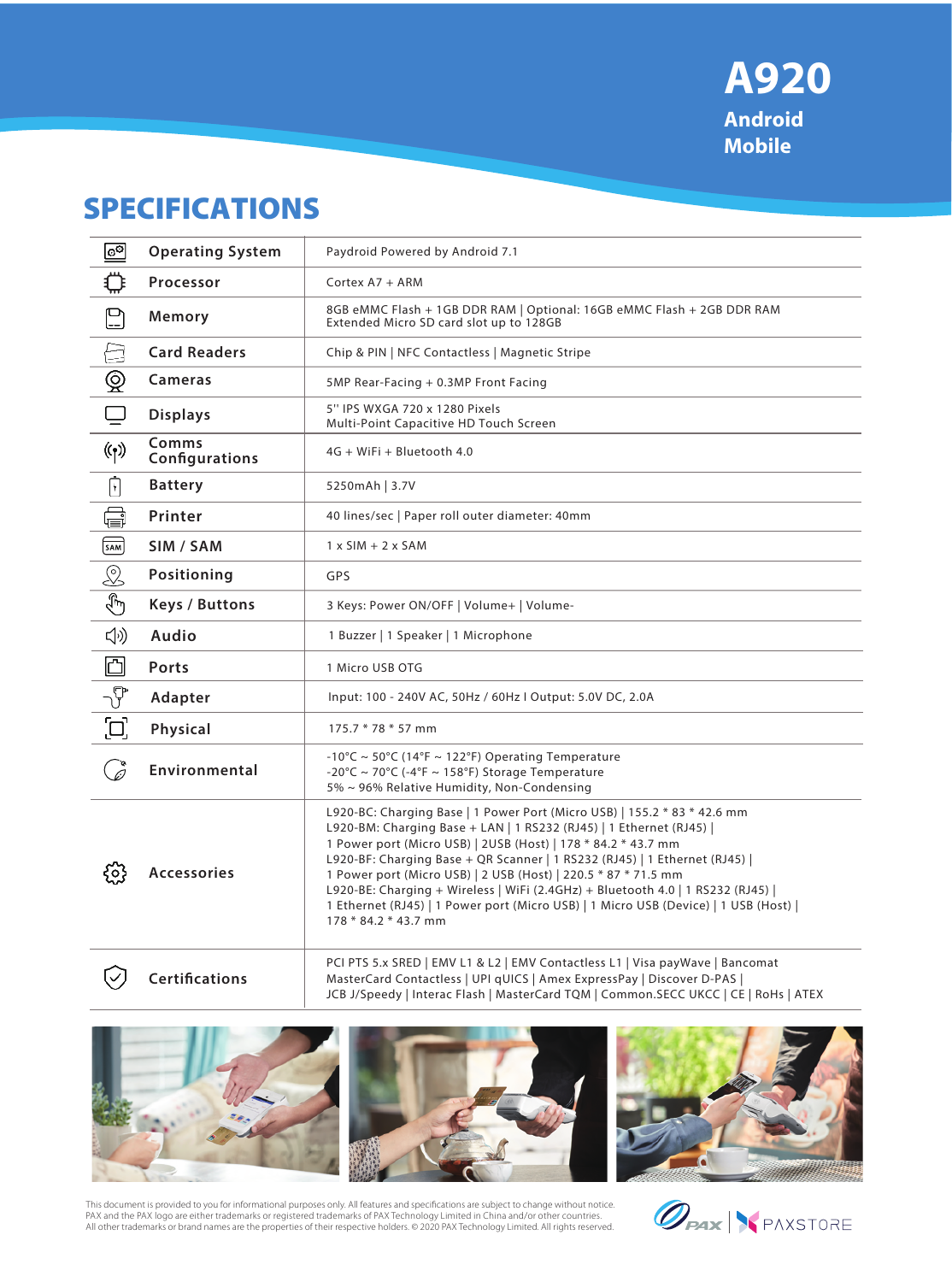# A920
**Android**
**Mobile**

## SPECIFICATIONS

| | |
|---|---|
| Operating System | Paydroid Powered by Android 7.1 |
| Processor | Cortex A7 + ARM |
| Memory | 8GB eMMC Flash + 1GB DDR RAM \| Optional: 16GB eMMC Flash + 2GB DDR RAM<br>Extended Micro SD card slot up to 128GB |
| Card Readers | Chip & PIN \| NFC Contactless \| Magnetic Stripe |
| Cameras | 5MP Rear-Facing + 0.3MP Front Facing |
| Displays | 5'' IPS WXGA 720 x 1280 Pixels<br>Multi-Point Capacitive HD Touch Screen |
| Comms Configurations | 4G + WiFi + Bluetooth 4.0 |
| Battery | 5250mAh \| 3.7V |
| Printer | 40 lines/sec \| Paper roll outer diameter: 40mm |
| SIM / SAM | 1 x SIM + 2 x SAM |
| Positioning | GPS |
| Keys / Buttons | 3 Keys: Power ON/OFF \| Volume+ \| Volume- |
| Audio | 1 Buzzer \| 1 Speaker \| 1 Microphone |
| Ports | 1 Micro USB OTG |
| Adapter | Input: 100 - 240V AC, 50Hz / 60Hz I Output: 5.0V DC, 2.0A |
| Physical | 175.7 * 78 * 57 mm |
| Environmental | -10°C ~ 50°C (14°F ~ 122°F) Operating Temperature<br>-20°C ~ 70°C (-4°F ~ 158°F) Storage Temperature<br>5% ~ 96% Relative Humidity, Non-Condensing |
| Accessories | L920-BC: Charging Base \| 1 Power Port (Micro USB) \| 155.2 * 83 * 42.6 mm<br>L920-BM: Charging Base + LAN \| 1 RS232 (RJ45) \| 1 Ethernet (RJ45) \|<br>1 Power port (Micro USB) \| 2USB (Host) \| 178 * 84.2 * 43.7 mm<br>L920-BF: Charging Base + QR Scanner \| 1 RS232 (RJ45) \| 1 Ethernet (RJ45) \|<br>1 Power port (Micro USB) \| 2 USB (Host) \| 220.5 * 87 * 71.5 mm<br>L920-BE: Charging + Wireless \| WiFi (2.4GHz) + Bluetooth 4.0 \| 1 RS232 (RJ45) \|<br>1 Ethernet (RJ45) \| 1 Power port (Micro USB) \| 1 Micro USB (Device) \| 1 USB (Host) \|<br>178 * 84.2 * 43.7 mm |
| Certifications | PCI PTS 5.x SRED \| EMV L1 & L2 \| EMV Contactless L1 \| Visa payWave \| Bancomat<br>MasterCard Contactless \| UPI qUICS \| Amex ExpressPay \| Discover D-PAS \|<br>JCB J/Speedy \| Interac Flash \| MasterCard TQM \| Common.SECC UKCC \| CE \| RoHs \| ATEX |

This document is provided to you for informational purposes only. All features and specifications are subject to change without notice.
PAX and the PAX logo are either trademarks or registered trademarks of PAX Technology Limited in China and/or other countries.
All other trademarks or brand names are the properties of their respective holders. © 2020 PAX Technology Limited. All rights reserved.

PAX | PAXSTORE